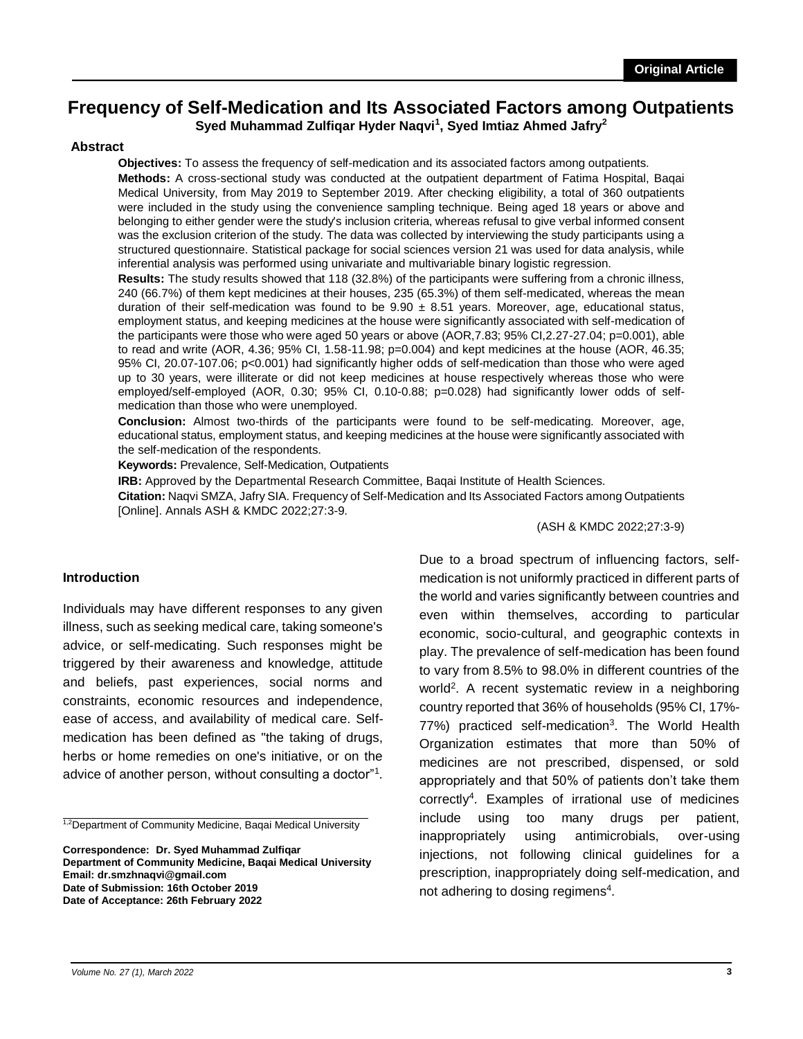**Original Article**

# Frequency of Self-Medication and Its Associated Factors among Outpatients

**Syed Muhammad Zulfiqar Hyder Naqvi[1], Syed Imtiaz Ahmed Jafry[2]**

## Abstract

**Objectives:** To assess the frequency of self-medication and its associated factors among outpatients.

**Methods:** A cross-sectional study was conducted at the outpatient department of Fatima Hospital, Baqai Medical University, from May 2019 to September 2019. After checking eligibility, a total of 360 outpatients were included in the study using the convenience sampling technique. Being aged 18 years or above and belonging to either gender were the study's inclusion criteria, whereas refusal to give verbal informed consent was the exclusion criterion of the study. The data was collected by interviewing the study participants using a structured questionnaire. Statistical package for social sciences version 21 was used for data analysis, while inferential analysis was performed using univariate and multivariable binary logistic regression.

**Results:** The study results showed that 118 (32.8%) of the participants were suffering from a chronic illness, 240 (66.7%) of them kept medicines at their houses, 235 (65.3%) of them self-medicated, whereas the mean duration of their self-medication was found to be 9.90 ± 8.51 years. Moreover, age, educational status, employment status, and keeping medicines at the house were significantly associated with self-medication of the participants were those who were aged 50 years or above (AOR,7.83; 95% CI,2.27-27.04; p=0.001), able to read and write (AOR, 4.36; 95% CI, 1.58-11.98; p=0.004) and kept medicines at the house (AOR, 46.35; 95% CI, 20.07-107.06; p<0.001) had significantly higher odds of self-medication than those who were aged up to 30 years, were illiterate or did not keep medicines at house respectively whereas those who were employed/self-employed (AOR, 0.30; 95% CI, 0.10-0.88; p=0.028) had significantly lower odds of self-medication than those who were unemployed.

**Conclusion:** Almost two-thirds of the participants were found to be self-medicating. Moreover, age, educational status, employment status, and keeping medicines at the house were significantly associated with the self-medication of the respondents.

**Keywords:** Prevalence, Self-Medication, Outpatients

**IRB:** Approved by the Departmental Research Committee, Baqai Institute of Health Sciences.

**Citation:** Naqvi SMZA, Jafry SIA. Frequency of Self-Medication and Its Associated Factors among Outpatients [Online]. Annals ASH & KMDC 2022;27:3-9.

(ASH & KMDC 2022;27:3-9)

## Introduction

Individuals may have different responses to any given illness, such as seeking medical care, taking someone's advice, or self-medicating. Such responses might be triggered by their awareness and knowledge, attitude and beliefs, past experiences, social norms and constraints, economic resources and independence, ease of access, and availability of medical care. Self-medication has been defined as "the taking of drugs, herbs or home remedies on one's initiative, or on the advice of another person, without consulting a doctor"[1].

Due to a broad spectrum of influencing factors, self-medication is not uniformly practiced in different parts of the world and varies significantly between countries and even within themselves, according to particular economic, socio-cultural, and geographic contexts in play. The prevalence of self-medication has been found to vary from 8.5% to 98.0% in different countries of the world[2]. A recent systematic review in a neighboring country reported that 36% of households (95% CI, 17%-77%) practiced self-medication[3]. The World Health Organization estimates that more than 50% of medicines are not prescribed, dispensed, or sold appropriately and that 50% of patients don't take them correctly[4]. Examples of irrational use of medicines include using too many drugs per patient, inappropriately using antimicrobials, over-using injections, not following clinical guidelines for a prescription, inappropriately doing self-medication, and not adhering to dosing regimens[4].

[1,2]Department of Community Medicine, Baqai Medical University

**Correspondence: Dr. Syed Muhammad Zulfiqar**
**Department of Community Medicine, Baqai Medical University**
**Email: dr.smzhnaqvi@gmail.com**
**Date of Submission: 16th October 2019**
**Date of Acceptance: 26th February 2022**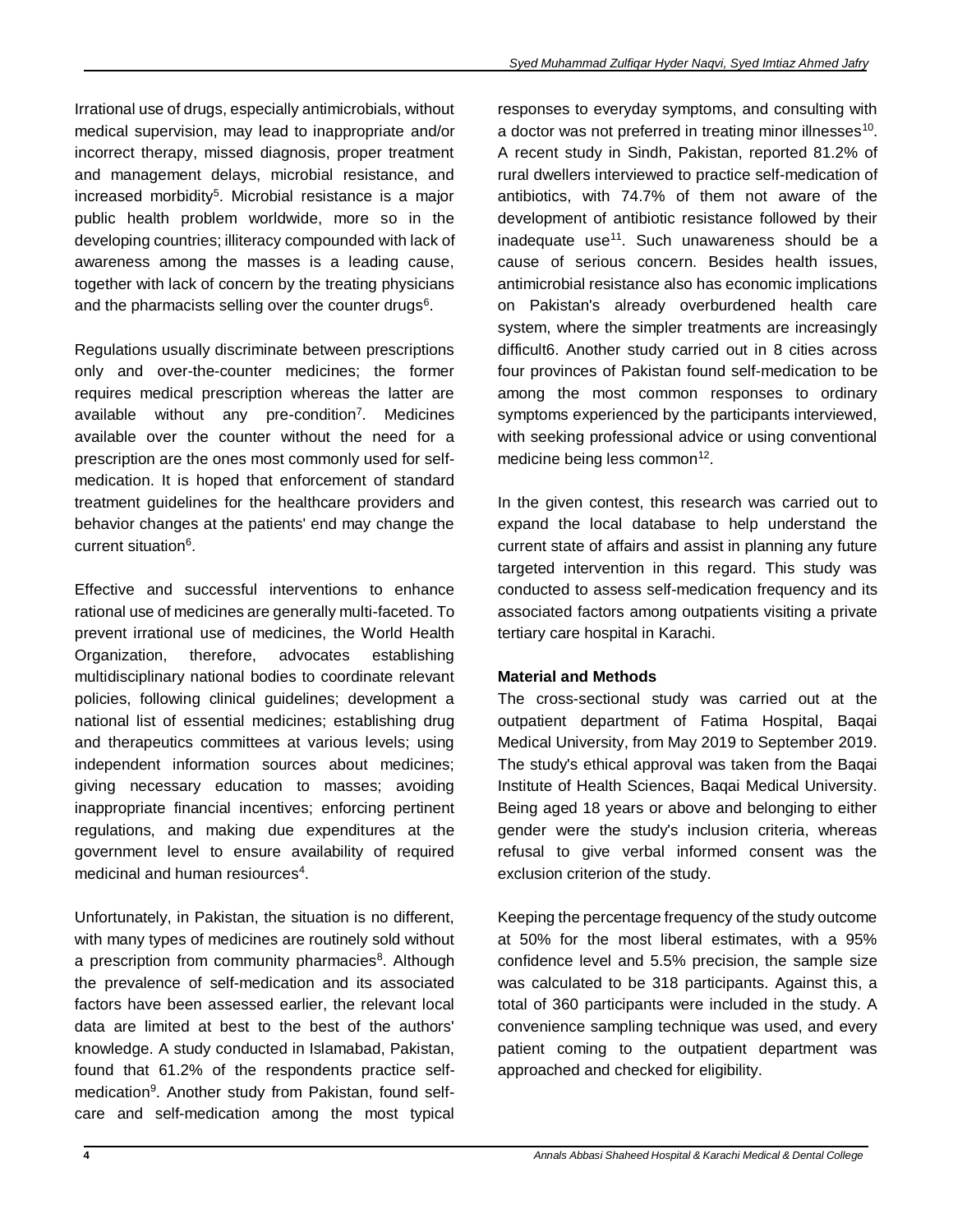Irrational use of drugs, especially antimicrobials, without medical supervision, may lead to inappropriate and/or incorrect therapy, missed diagnosis, proper treatment and management delays, microbial resistance, and increased morbidity[5]. Microbial resistance is a major public health problem worldwide, more so in the developing countries; illiteracy compounded with lack of awareness among the masses is a leading cause, together with lack of concern by the treating physicians and the pharmacists selling over the counter drugs[6].

Regulations usually discriminate between prescriptions only and over-the-counter medicines; the former requires medical prescription whereas the latter are available without any pre-condition[7]. Medicines available over the counter without the need for a prescription are the ones most commonly used for self-medication. It is hoped that enforcement of standard treatment guidelines for the healthcare providers and behavior changes at the patients' end may change the current situation[6].

Effective and successful interventions to enhance rational use of medicines are generally multi-faceted. To prevent irrational use of medicines, the World Health Organization, therefore, advocates establishing multidisciplinary national bodies to coordinate relevant policies, following clinical guidelines; development a national list of essential medicines; establishing drug and therapeutics committees at various levels; using independent information sources about medicines; giving necessary education to masses; avoiding inappropriate financial incentives; enforcing pertinent regulations, and making due expenditures at the government level to ensure availability of required medicinal and human resiources[4].

Unfortunately, in Pakistan, the situation is no different, with many types of medicines are routinely sold without a prescription from community pharmacies[8]. Although the prevalence of self-medication and its associated factors have been assessed earlier, the relevant local data are limited at best to the best of the authors' knowledge. A study conducted in Islamabad, Pakistan, found that 61.2% of the respondents practice self-medication[9]. Another study from Pakistan, found self-care and self-medication among the most typical responses to everyday symptoms, and consulting with a doctor was not preferred in treating minor illnesses[10]. A recent study in Sindh, Pakistan, reported 81.2% of rural dwellers interviewed to practice self-medication of antibiotics, with 74.7% of them not aware of the development of antibiotic resistance followed by their inadequate use[11]. Such unawareness should be a cause of serious concern. Besides health issues, antimicrobial resistance also has economic implications on Pakistan's already overburdened health care system, where the simpler treatments are increasingly difficult6. Another study carried out in 8 cities across four provinces of Pakistan found self-medication to be among the most common responses to ordinary symptoms experienced by the participants interviewed, with seeking professional advice or using conventional medicine being less common[12].

In the given contest, this research was carried out to expand the local database to help understand the current state of affairs and assist in planning any future targeted intervention in this regard. This study was conducted to assess self-medication frequency and its associated factors among outpatients visiting a private tertiary care hospital in Karachi.

## Material and Methods

The cross-sectional study was carried out at the outpatient department of Fatima Hospital, Baqai Medical University, from May 2019 to September 2019. The study's ethical approval was taken from the Baqai Institute of Health Sciences, Baqai Medical University. Being aged 18 years or above and belonging to either gender were the study's inclusion criteria, whereas refusal to give verbal informed consent was the exclusion criterion of the study.

Keeping the percentage frequency of the study outcome at 50% for the most liberal estimates, with a 95% confidence level and 5.5% precision, the sample size was calculated to be 318 participants. Against this, a total of 360 participants were included in the study. A convenience sampling technique was used, and every patient coming to the outpatient department was approached and checked for eligibility.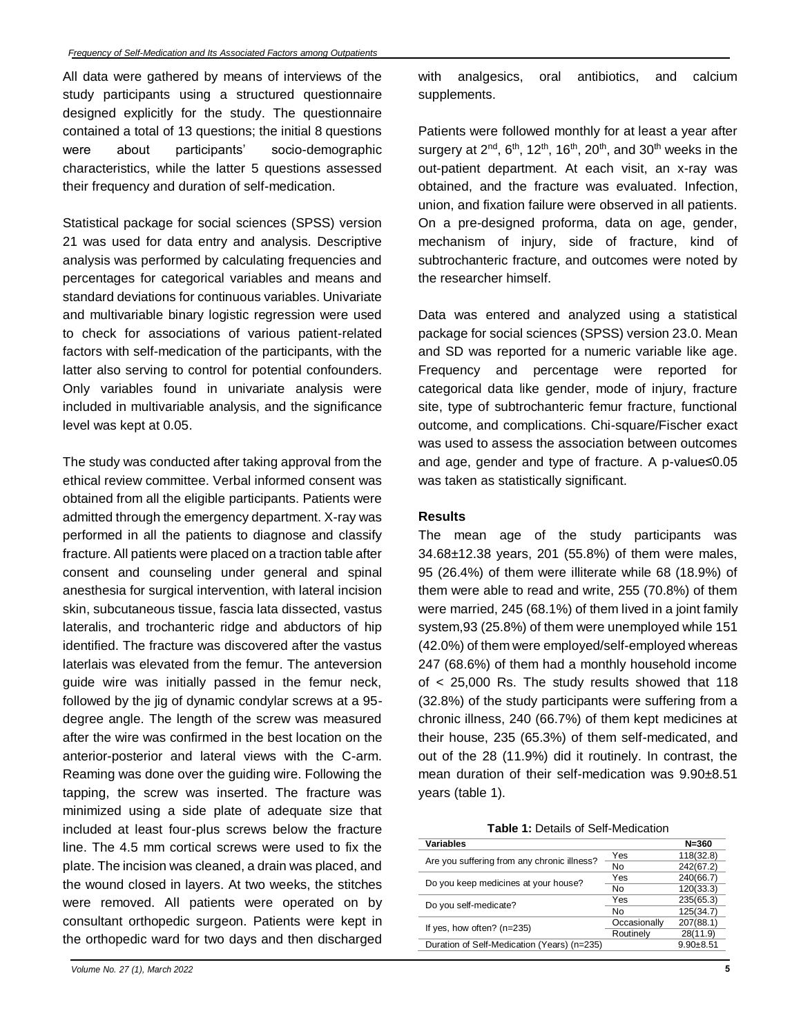All data were gathered by means of interviews of the study participants using a structured questionnaire designed explicitly for the study. The questionnaire contained a total of 13 questions; the initial 8 questions were about participants' socio-demographic characteristics, while the latter 5 questions assessed their frequency and duration of self-medication.

Statistical package for social sciences (SPSS) version 21 was used for data entry and analysis. Descriptive analysis was performed by calculating frequencies and percentages for categorical variables and means and standard deviations for continuous variables. Univariate and multivariable binary logistic regression were used to check for associations of various patient-related factors with self-medication of the participants, with the latter also serving to control for potential confounders. Only variables found in univariate analysis were included in multivariable analysis, and the significance level was kept at 0.05.

The study was conducted after taking approval from the ethical review committee. Verbal informed consent was obtained from all the eligible participants. Patients were admitted through the emergency department. X-ray was performed in all the patients to diagnose and classify fracture. All patients were placed on a traction table after consent and counseling under general and spinal anesthesia for surgical intervention, with lateral incision skin, subcutaneous tissue, fascia lata dissected, vastus lateralis, and trochanteric ridge and abductors of hip identified. The fracture was discovered after the vastus laterlais was elevated from the femur. The anteversion guide wire was initially passed in the femur neck, followed by the jig of dynamic condylar screws at a 95-degree angle. The length of the screw was measured after the wire was confirmed in the best location on the anterior-posterior and lateral views with the C-arm. Reaming was done over the guiding wire. Following the tapping, the screw was inserted. The fracture was minimized using a side plate of adequate size that included at least four-plus screws below the fracture line. The 4.5 mm cortical screws were used to fix the plate. The incision was cleaned, a drain was placed, and the wound closed in layers. At two weeks, the stitches were removed. All patients were operated on by consultant orthopedic surgeon. Patients were kept in the orthopedic ward for two days and then discharged with analgesics, oral antibiotics, and calcium supplements.

Patients were followed monthly for at least a year after surgery at 2nd, 6th, 12th, 16th, 20th, and 30th weeks in the out-patient department. At each visit, an x-ray was obtained, and the fracture was evaluated. Infection, union, and fixation failure were observed in all patients. On a pre-designed proforma, data on age, gender, mechanism of injury, side of fracture, kind of subtrochanteric fracture, and outcomes were noted by the researcher himself.

Data was entered and analyzed using a statistical package for social sciences (SPSS) version 23.0. Mean and SD was reported for a numeric variable like age. Frequency and percentage were reported for categorical data like gender, mode of injury, fracture site, type of subtrochanteric femur fracture, functional outcome, and complications. Chi-square/Fischer exact was used to assess the association between outcomes and age, gender and type of fracture. A p-value≤0.05 was taken as statistically significant.

## Results

The mean age of the study participants was 34.68±12.38 years, 201 (55.8%) of them were males, 95 (26.4%) of them were illiterate while 68 (18.9%) of them were able to read and write, 255 (70.8%) of them were married, 245 (68.1%) of them lived in a joint family system,93 (25.8%) of them were unemployed while 151 (42.0%) of them were employed/self-employed whereas 247 (68.6%) of them had a monthly household income of < 25,000 Rs. The study results showed that 118 (32.8%) of the study participants were suffering from a chronic illness, 240 (66.7%) of them kept medicines at their house, 235 (65.3%) of them self-medicated, and out of the 28 (11.9%) did it routinely. In contrast, the mean duration of their self-medication was 9.90±8.51 years (table 1).

**Table 1:** Details of Self-Medication

| Variables | | N=360 |
|---|---|---|
| Are you suffering from any chronic illness? | Yes | 118(32.8) |
| | No | 242(67.2) |
| Do you keep medicines at your house? | Yes | 240(66.7) |
| | No | 120(33.3) |
| Do you self-medicate? | Yes | 235(65.3) |
| | No | 125(34.7) |
| If yes, how often? (n=235) | Occasionally | 207(88.1) |
| | Routinely | 28(11.9) |
| Duration of Self-Medication (Years) (n=235) | | 9.90±8.51 |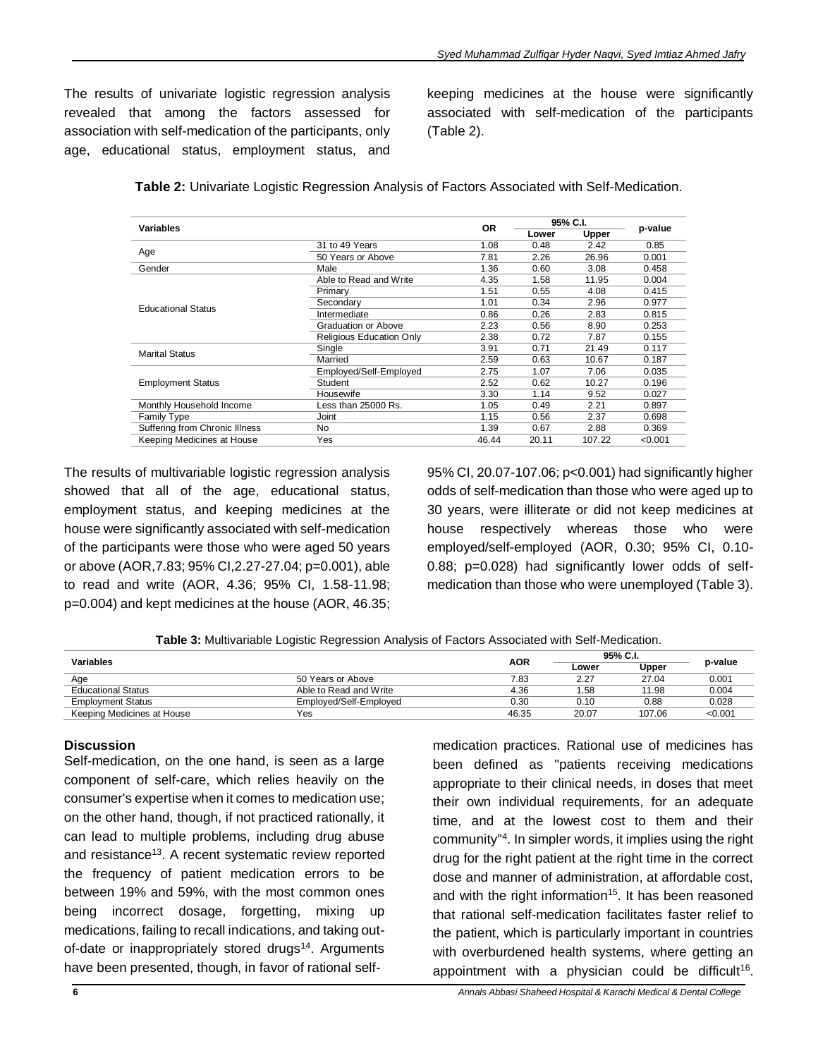The results of univariate logistic regression analysis revealed that among the factors assessed for association with self-medication of the participants, only age, educational status, employment status, and keeping medicines at the house were significantly associated with self-medication of the participants (Table 2).

**Table 2:** Univariate Logistic Regression Analysis of Factors Associated with Self-Medication.

| Variables | | OR | 95% C.I. | | p-value |
|---|---|---|---|---|---|
| | | | Lower | Upper | |
| Age | 31 to 49 Years | 1.08 | 0.48 | 2.42 | 0.85 |
| | 50 Years or Above | 7.81 | 2.26 | 26.96 | 0.001 |
| Gender | Male | 1.36 | 0.60 | 3.08 | 0.458 |
| Educational Status | Able to Read and Write | 4.35 | 1.58 | 11.95 | 0.004 |
| | Primary | 1.51 | 0.55 | 4.08 | 0.415 |
| | Secondary | 1.01 | 0.34 | 2.96 | 0.977 |
| | Intermediate | 0.86 | 0.26 | 2.83 | 0.815 |
| | Graduation or Above | 2.23 | 0.56 | 8.90 | 0.253 |
| | Religious Education Only | 2.38 | 0.72 | 7.87 | 0.155 |
| Marital Status | Single | 3.91 | 0.71 | 21.49 | 0.117 |
| | Married | 2.59 | 0.63 | 10.67 | 0.187 |
| Employment Status | Employed/Self-Employed | 2.75 | 1.07 | 7.06 | 0.035 |
| | Student | 2.52 | 0.62 | 10.27 | 0.196 |
| | Housewife | 3.30 | 1.14 | 9.52 | 0.027 |
| Monthly Household Income | Less than 25000 Rs. | 1.05 | 0.49 | 2.21 | 0.897 |
| Family Type | Joint | 1.15 | 0.56 | 2.37 | 0.698 |
| Suffering from Chronic Illness | No | 1.39 | 0.67 | 2.88 | 0.369 |
| Keeping Medicines at House | Yes | 46.44 | 20.11 | 107.22 | <0.001 |

The results of multivariable logistic regression analysis showed that all of the age, educational status, employment status, and keeping medicines at the house were significantly associated with self-medication of the participants were those who were aged 50 years or above (AOR,7.83; 95% CI,2.27-27.04; p=0.001), able to read and write (AOR, 4.36; 95% CI, 1.58-11.98; p=0.004) and kept medicines at the house (AOR, 46.35; 95% CI, 20.07-107.06; p<0.001) had significantly higher odds of self-medication than those who were aged up to 30 years, were illiterate or did not keep medicines at house respectively whereas those who were employed/self-employed (AOR, 0.30; 95% CI, 0.10-0.88; p=0.028) had significantly lower odds of self-medication than those who were unemployed (Table 3).

**Table 3:** Multivariable Logistic Regression Analysis of Factors Associated with Self-Medication.

| Variables | | AOR | 95% C.I. | | p-value |
|---|---|---|---|---|---|
| | | | Lower | Upper | |
| Age | 50 Years or Above | 7.83 | 2.27 | 27.04 | 0.001 |
| Educational Status | Able to Read and Write | 4.36 | 1.58 | 11.98 | 0.004 |
| Employment Status | Employed/Self-Employed | 0.30 | 0.10 | 0.88 | 0.028 |
| Keeping Medicines at House | Yes | 46.35 | 20.07 | 107.06 | <0.001 |

## Discussion

Self-medication, on the one hand, is seen as a large component of self-care, which relies heavily on the consumer's expertise when it comes to medication use; on the other hand, though, if not practiced rationally, it can lead to multiple problems, including drug abuse and resistance[13]. A recent systematic review reported the frequency of patient medication errors to be between 19% and 59%, with the most common ones being incorrect dosage, forgetting, mixing up medications, failing to recall indications, and taking out-of-date or inappropriately stored drugs[14]. Arguments have been presented, though, in favor of rational self-medication practices. Rational use of medicines has been defined as "patients receiving medications appropriate to their clinical needs, in doses that meet their own individual requirements, for an adequate time, and at the lowest cost to them and their community"[4]. In simpler words, it implies using the right drug for the right patient at the right time in the correct dose and manner of administration, at affordable cost, and with the right information[15]. It has been reasoned that rational self-medication facilitates faster relief to the patient, which is particularly important in countries with overburdened health systems, where getting an appointment with a physician could be difficult[16].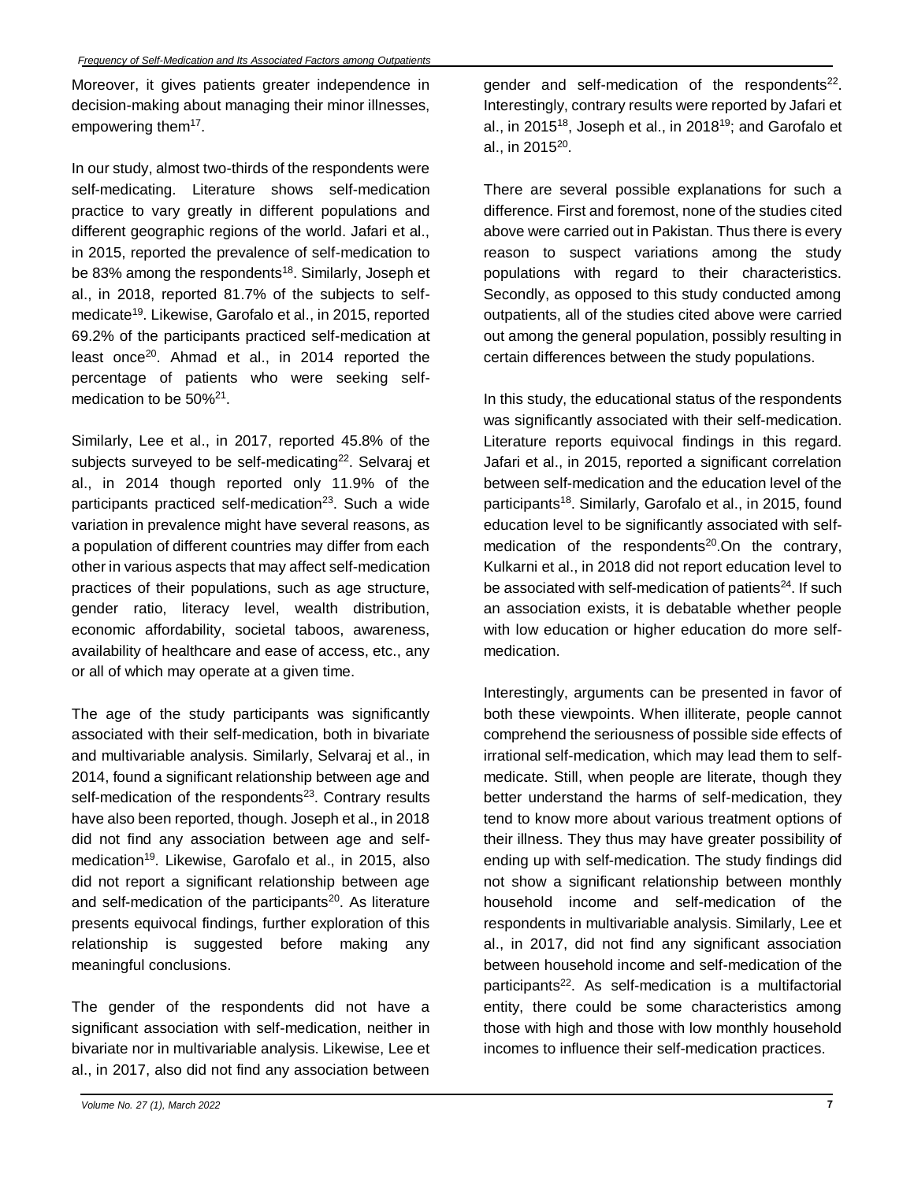Moreover, it gives patients greater independence in decision-making about managing their minor illnesses, empowering them[17].

In our study, almost two-thirds of the respondents were self-medicating. Literature shows self-medication practice to vary greatly in different populations and different geographic regions of the world. Jafari et al., in 2015, reported the prevalence of self-medication to be 83% among the respondents[18]. Similarly, Joseph et al., in 2018, reported 81.7% of the subjects to self-medicate[19]. Likewise, Garofalo et al., in 2015, reported 69.2% of the participants practiced self-medication at least once[20]. Ahmad et al., in 2014 reported the percentage of patients who were seeking self-medication to be 50%[21].

Similarly, Lee et al., in 2017, reported 45.8% of the subjects surveyed to be self-medicating[22]. Selvaraj et al., in 2014 though reported only 11.9% of the participants practiced self-medication[23]. Such a wide variation in prevalence might have several reasons, as a population of different countries may differ from each other in various aspects that may affect self-medication practices of their populations, such as age structure, gender ratio, literacy level, wealth distribution, economic affordability, societal taboos, awareness, availability of healthcare and ease of access, etc., any or all of which may operate at a given time.

The age of the study participants was significantly associated with their self-medication, both in bivariate and multivariable analysis. Similarly, Selvaraj et al., in 2014, found a significant relationship between age and self-medication of the respondents[23]. Contrary results have also been reported, though. Joseph et al., in 2018 did not find any association between age and self-medication[19]. Likewise, Garofalo et al., in 2015, also did not report a significant relationship between age and self-medication of the participants[20]. As literature presents equivocal findings, further exploration of this relationship is suggested before making any meaningful conclusions.

The gender of the respondents did not have a significant association with self-medication, neither in bivariate nor in multivariable analysis. Likewise, Lee et al., in 2017, also did not find any association between gender and self-medication of the respondents[22]. Interestingly, contrary results were reported by Jafari et al., in 2015[18], Joseph et al., in 2018[19]; and Garofalo et al., in 2015[20].

There are several possible explanations for such a difference. First and foremost, none of the studies cited above were carried out in Pakistan. Thus there is every reason to suspect variations among the study populations with regard to their characteristics. Secondly, as opposed to this study conducted among outpatients, all of the studies cited above were carried out among the general population, possibly resulting in certain differences between the study populations.

In this study, the educational status of the respondents was significantly associated with their self-medication. Literature reports equivocal findings in this regard. Jafari et al., in 2015, reported a significant correlation between self-medication and the education level of the participants[18]. Similarly, Garofalo et al., in 2015, found education level to be significantly associated with self-medication of the respondents[20].On the contrary, Kulkarni et al., in 2018 did not report education level to be associated with self-medication of patients[24]. If such an association exists, it is debatable whether people with low education or higher education do more self-medication.

Interestingly, arguments can be presented in favor of both these viewpoints. When illiterate, people cannot comprehend the seriousness of possible side effects of irrational self-medication, which may lead them to self-medicate. Still, when people are literate, though they better understand the harms of self-medication, they tend to know more about various treatment options of their illness. They thus may have greater possibility of ending up with self-medication. The study findings did not show a significant relationship between monthly household income and self-medication of the respondents in multivariable analysis. Similarly, Lee et al., in 2017, did not find any significant association between household income and self-medication of the participants[22]. As self-medication is a multifactorial entity, there could be some characteristics among those with high and those with low monthly household incomes to influence their self-medication practices.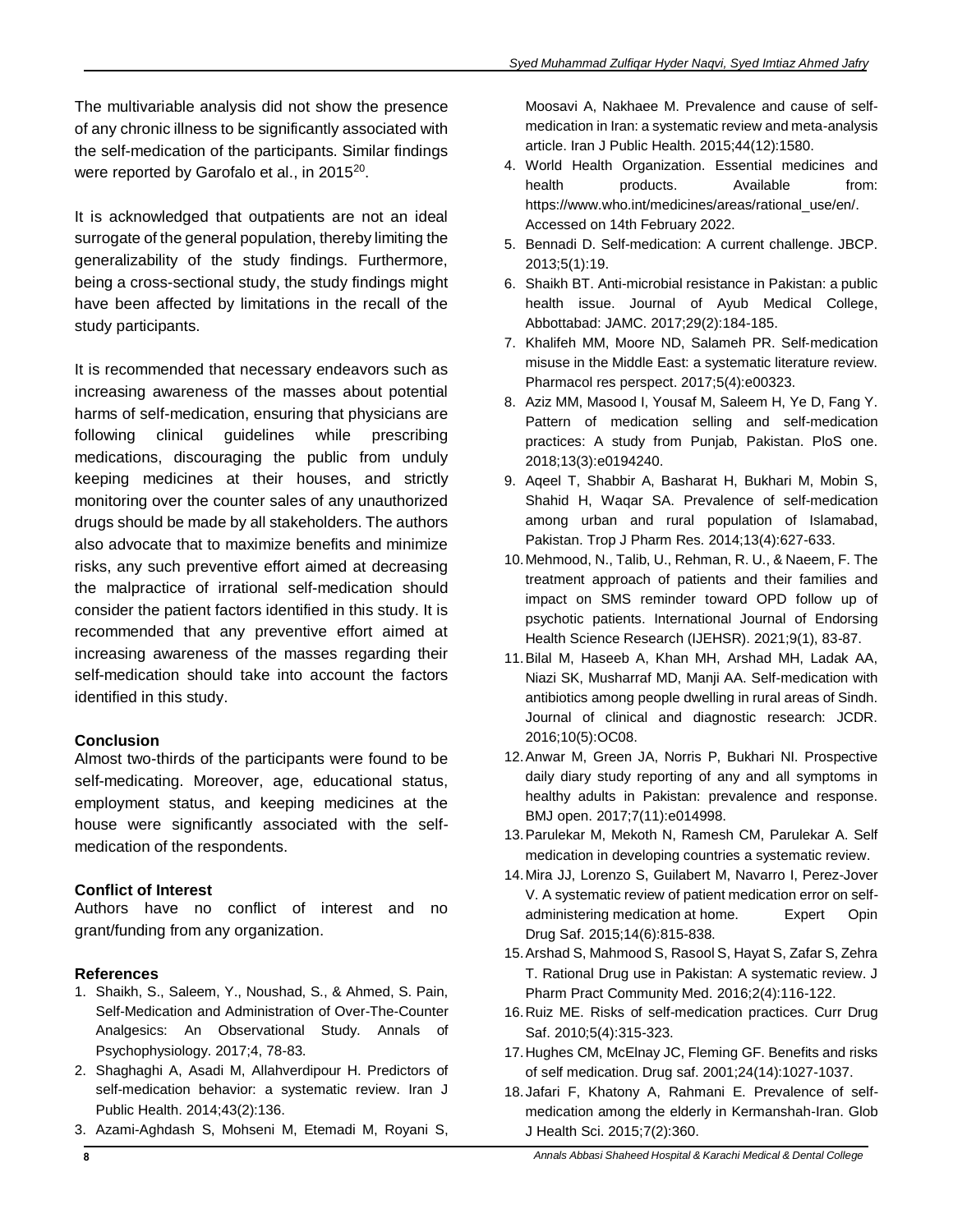The multivariable analysis did not show the presence of any chronic illness to be significantly associated with the self-medication of the participants. Similar findings were reported by Garofalo et al., in 2015[20].

It is acknowledged that outpatients are not an ideal surrogate of the general population, thereby limiting the generalizability of the study findings. Furthermore, being a cross-sectional study, the study findings might have been affected by limitations in the recall of the study participants.

It is recommended that necessary endeavors such as increasing awareness of the masses about potential harms of self-medication, ensuring that physicians are following clinical guidelines while prescribing medications, discouraging the public from unduly keeping medicines at their houses, and strictly monitoring over the counter sales of any unauthorized drugs should be made by all stakeholders. The authors also advocate that to maximize benefits and minimize risks, any such preventive effort aimed at decreasing the malpractice of irrational self-medication should consider the patient factors identified in this study. It is recommended that any preventive effort aimed at increasing awareness of the masses regarding their self-medication should take into account the factors identified in this study.

## Conclusion

Almost two-thirds of the participants were found to be self-medicating. Moreover, age, educational status, employment status, and keeping medicines at the house were significantly associated with the self-medication of the respondents.

## Conflict of Interest

Authors have no conflict of interest and no grant/funding from any organization.

## References

1. Shaikh, S., Saleem, Y., Noushad, S., & Ahmed, S. Pain, Self-Medication and Administration of Over-The-Counter Analgesics: An Observational Study. Annals of Psychophysiology. 2017;4, 78-83.
2. Shaghaghi A, Asadi M, Allahverdipour H. Predictors of self-medication behavior: a systematic review. Iran J Public Health. 2014;43(2):136.
3. Azami-Aghdash S, Mohseni M, Etemadi M, Royani S, Moosavi A, Nakhaee M. Prevalence and cause of self-medication in Iran: a systematic review and meta-analysis article. Iran J Public Health. 2015;44(12):1580.
4. World Health Organization. Essential medicines and health products. Available from: https://www.who.int/medicines/areas/rational_use/en/. Accessed on 14th February 2022.
5. Bennadi D. Self-medication: A current challenge. JBCP. 2013;5(1):19.
6. Shaikh BT. Anti-microbial resistance in Pakistan: a public health issue. Journal of Ayub Medical College, Abbottabad: JAMC. 2017;29(2):184-185.
7. Khalifeh MM, Moore ND, Salameh PR. Self‐medication misuse in the Middle East: a systematic literature review. Pharmacol res perspect. 2017;5(4):e00323.
8. Aziz MM, Masood I, Yousaf M, Saleem H, Ye D, Fang Y. Pattern of medication selling and self-medication practices: A study from Punjab, Pakistan. PloS one. 2018;13(3):e0194240.
9. Aqeel T, Shabbir A, Basharat H, Bukhari M, Mobin S, Shahid H, Waqar SA. Prevalence of self-medication among urban and rural population of Islamabad, Pakistan. Trop J Pharm Res. 2014;13(4):627-633.
10. Mehmood, N., Talib, U., Rehman, R. U., & Naeem, F. The treatment approach of patients and their families and impact on SMS reminder toward OPD follow up of psychotic patients. International Journal of Endorsing Health Science Research (IJEHSR). 2021;9(1), 83-87.
11. Bilal M, Haseeb A, Khan MH, Arshad MH, Ladak AA, Niazi SK, Musharraf MD, Manji AA. Self-medication with antibiotics among people dwelling in rural areas of Sindh. Journal of clinical and diagnostic research: JCDR. 2016;10(5):OC08.
12. Anwar M, Green JA, Norris P, Bukhari NI. Prospective daily diary study reporting of any and all symptoms in healthy adults in Pakistan: prevalence and response. BMJ open. 2017;7(11):e014998.
13. Parulekar M, Mekoth N, Ramesh CM, Parulekar A. Self medication in developing countries a systematic review.
14. Mira JJ, Lorenzo S, Guilabert M, Navarro I, Perez-Jover V. A systematic review of patient medication error on self-administering medication at home. Expert Opin Drug Saf. 2015;14(6):815-838.
15. Arshad S, Mahmood S, Rasool S, Hayat S, Zafar S, Zehra T. Rational Drug use in Pakistan: A systematic review. J Pharm Pract Community Med. 2016;2(4):116-122.
16. Ruiz ME. Risks of self-medication practices. Curr Drug Saf. 2010;5(4):315-323.
17. Hughes CM, McElnay JC, Fleming GF. Benefits and risks of self medication. Drug saf. 2001;24(14):1027-1037.
18. Jafari F, Khatony A, Rahmani E. Prevalence of self-medication among the elderly in Kermanshah-Iran. Glob J Health Sci. 2015;7(2):360.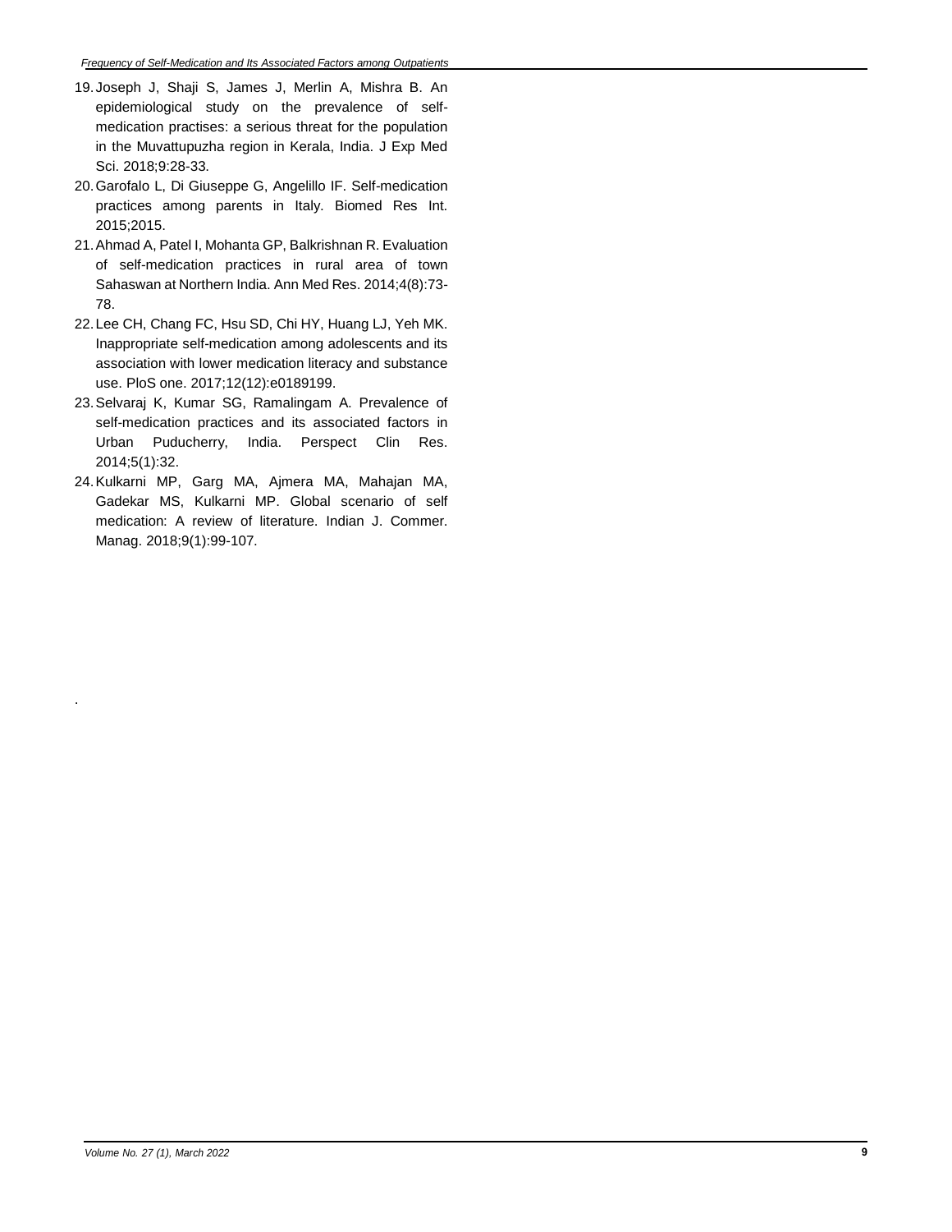19. Joseph J, Shaji S, James J, Merlin A, Mishra B. An epidemiological study on the prevalence of self-medication practises: a serious threat for the population in the Muvattupuzha region in Kerala, India. J Exp Med Sci. 2018;9:28-33.
20. Garofalo L, Di Giuseppe G, Angelillo IF. Self-medication practices among parents in Italy. Biomed Res Int. 2015;2015.
21. Ahmad A, Patel I, Mohanta GP, Balkrishnan R. Evaluation of self-medication practices in rural area of town Sahaswan at Northern India. Ann Med Res. 2014;4(8):73-78.
22. Lee CH, Chang FC, Hsu SD, Chi HY, Huang LJ, Yeh MK. Inappropriate self-medication among adolescents and its association with lower medication literacy and substance use. PloS one. 2017;12(12):e0189199.
23. Selvaraj K, Kumar SG, Ramalingam A. Prevalence of self-medication practices and its associated factors in Urban Puducherry, India. Perspect Clin Res. 2014;5(1):32.
24. Kulkarni MP, Garg MA, Ajmera MA, Mahajan MA, Gadekar MS, Kulkarni MP. Global scenario of self medication: A review of literature. Indian J. Commer. Manag. 2018;9(1):99-107.